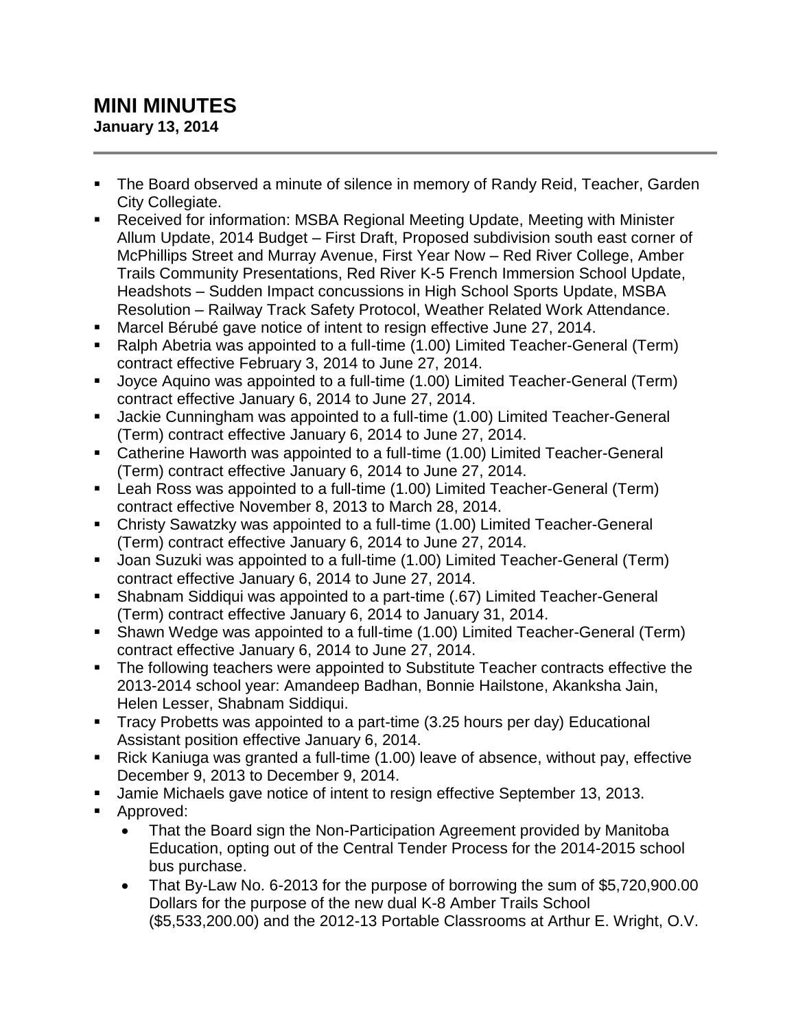# MINI MINUTES

**January 13, 2014**

- The Board observed a minute of silence in memory of Randy Reid, Teacher, Garden City Collegiate.
- Received for information: MSBA Regional Meeting Update, Meeting with Minister Allum Update, 2014 Budget – First Draft, Proposed subdivision south east corner of McPhillips Street and Murray Avenue, First Year Now – Red River College, Amber Trails Community Presentations, Red River K-5 French Immersion School Update, Headshots – Sudden Impact concussions in High School Sports Update, MSBA Resolution – Railway Track Safety Protocol, Weather Related Work Attendance.
- Marcel Bérubé gave notice of intent to resign effective June 27, 2014.
- Ralph Abetria was appointed to a full-time (1.00) Limited Teacher-General (Term) contract effective February 3, 2014 to June 27, 2014.
- Joyce Aquino was appointed to a full-time (1.00) Limited Teacher-General (Term) contract effective January 6, 2014 to June 27, 2014.
- Jackie Cunningham was appointed to a full-time (1.00) Limited Teacher-General (Term) contract effective January 6, 2014 to June 27, 2014.
- Catherine Haworth was appointed to a full-time (1.00) Limited Teacher-General (Term) contract effective January 6, 2014 to June 27, 2014.
- Leah Ross was appointed to a full-time (1.00) Limited Teacher-General (Term) contract effective November 8, 2013 to March 28, 2014.
- Christy Sawatzky was appointed to a full-time (1.00) Limited Teacher-General (Term) contract effective January 6, 2014 to June 27, 2014.
- Joan Suzuki was appointed to a full-time (1.00) Limited Teacher-General (Term) contract effective January 6, 2014 to June 27, 2014.
- Shabnam Siddiqui was appointed to a part-time (.67) Limited Teacher-General (Term) contract effective January 6, 2014 to January 31, 2014.
- Shawn Wedge was appointed to a full-time (1.00) Limited Teacher-General (Term) contract effective January 6, 2014 to June 27, 2014.
- The following teachers were appointed to Substitute Teacher contracts effective the 2013-2014 school year: Amandeep Badhan, Bonnie Hailstone, Akanksha Jain, Helen Lesser, Shabnam Siddiqui.
- Tracy Probetts was appointed to a part-time (3.25 hours per day) Educational Assistant position effective January 6, 2014.
- Rick Kaniuga was granted a full-time (1.00) leave of absence, without pay, effective December 9, 2013 to December 9, 2014.
- Jamie Michaels gave notice of intent to resign effective September 13, 2013.
- Approved:
  - That the Board sign the Non-Participation Agreement provided by Manitoba Education, opting out of the Central Tender Process for the 2014-2015 school bus purchase.
  - That By-Law No. 6-2013 for the purpose of borrowing the sum of $5,720,900.00 Dollars for the purpose of the new dual K-8 Amber Trails School ($5,533,200.00) and the 2012-13 Portable Classrooms at Arthur E. Wright, O.V.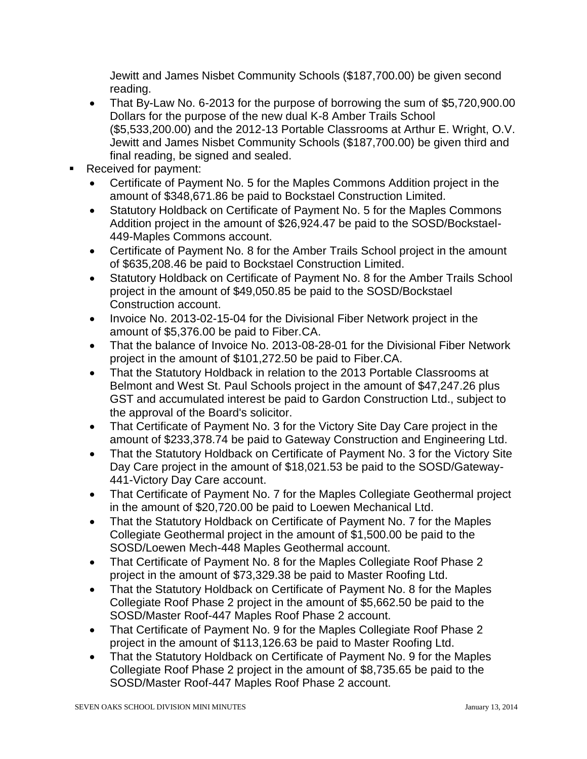Jewitt and James Nisbet Community Schools ($187,700.00) be given second reading.

- That By-Law No. 6-2013 for the purpose of borrowing the sum of $5,720,900.00 Dollars for the purpose of the new dual K-8 Amber Trails School ($5,533,200.00) and the 2012-13 Portable Classrooms at Arthur E. Wright, O.V. Jewitt and James Nisbet Community Schools ($187,700.00) be given third and final reading, be signed and sealed.

- Received for payment:
  - Certificate of Payment No. 5 for the Maples Commons Addition project in the amount of $348,671.86 be paid to Bockstael Construction Limited.
  - Statutory Holdback on Certificate of Payment No. 5 for the Maples Commons Addition project in the amount of $26,924.47 be paid to the SOSD/Bockstael-449-Maples Commons account.
  - Certificate of Payment No. 8 for the Amber Trails School project in the amount of $635,208.46 be paid to Bockstael Construction Limited.
  - Statutory Holdback on Certificate of Payment No. 8 for the Amber Trails School project in the amount of $49,050.85 be paid to the SOSD/Bockstael Construction account.
  - Invoice No. 2013-02-15-04 for the Divisional Fiber Network project in the amount of $5,376.00 be paid to Fiber.CA.
  - That the balance of Invoice No. 2013-08-28-01 for the Divisional Fiber Network project in the amount of $101,272.50 be paid to Fiber.CA.
  - That the Statutory Holdback in relation to the 2013 Portable Classrooms at Belmont and West St. Paul Schools project in the amount of $47,247.26 plus GST and accumulated interest be paid to Gardon Construction Ltd., subject to the approval of the Board's solicitor.
  - That Certificate of Payment No. 3 for the Victory Site Day Care project in the amount of $233,378.74 be paid to Gateway Construction and Engineering Ltd.
  - That the Statutory Holdback on Certificate of Payment No. 3 for the Victory Site Day Care project in the amount of $18,021.53 be paid to the SOSD/Gateway-441-Victory Day Care account.
  - That Certificate of Payment No. 7 for the Maples Collegiate Geothermal project in the amount of $20,720.00 be paid to Loewen Mechanical Ltd.
  - That the Statutory Holdback on Certificate of Payment No. 7 for the Maples Collegiate Geothermal project in the amount of $1,500.00 be paid to the SOSD/Loewen Mech-448 Maples Geothermal account.
  - That Certificate of Payment No. 8 for the Maples Collegiate Roof Phase 2 project in the amount of $73,329.38 be paid to Master Roofing Ltd.
  - That the Statutory Holdback on Certificate of Payment No. 8 for the Maples Collegiate Roof Phase 2 project in the amount of $5,662.50 be paid to the SOSD/Master Roof-447 Maples Roof Phase 2 account.
  - That Certificate of Payment No. 9 for the Maples Collegiate Roof Phase 2 project in the amount of $113,126.63 be paid to Master Roofing Ltd.
  - That the Statutory Holdback on Certificate of Payment No. 9 for the Maples Collegiate Roof Phase 2 project in the amount of $8,735.65 be paid to the SOSD/Master Roof-447 Maples Roof Phase 2 account.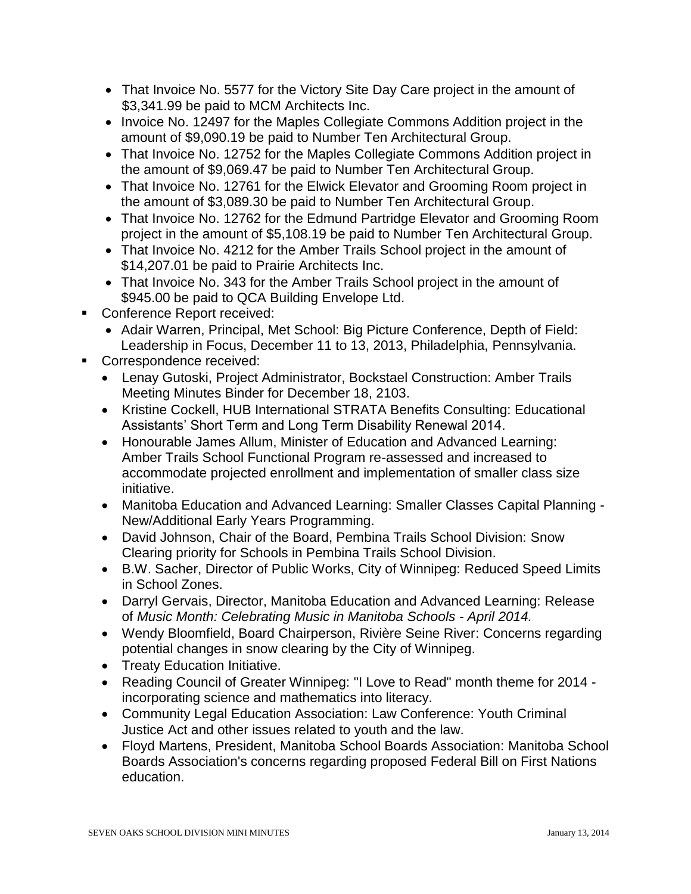- That Invoice No. 5577 for the Victory Site Day Care project in the amount of $3,341.99 be paid to MCM Architects Inc.
- Invoice No. 12497 for the Maples Collegiate Commons Addition project in the amount of $9,090.19 be paid to Number Ten Architectural Group.
- That Invoice No. 12752 for the Maples Collegiate Commons Addition project in the amount of $9,069.47 be paid to Number Ten Architectural Group.
- That Invoice No. 12761 for the Elwick Elevator and Grooming Room project in the amount of $3,089.30 be paid to Number Ten Architectural Group.
- That Invoice No. 12762 for the Edmund Partridge Elevator and Grooming Room project in the amount of $5,108.19 be paid to Number Ten Architectural Group.
- That Invoice No. 4212 for the Amber Trails School project in the amount of $14,207.01 be paid to Prairie Architects Inc.
- That Invoice No. 343 for the Amber Trails School project in the amount of $945.00 be paid to QCA Building Envelope Ltd.

- Conference Report received:
  - Adair Warren, Principal, Met School: Big Picture Conference, Depth of Field: Leadership in Focus, December 11 to 13, 2013, Philadelphia, Pennsylvania.
- Correspondence received:
  - Lenay Gutoski, Project Administrator, Bockstael Construction: Amber Trails Meeting Minutes Binder for December 18, 2103.
  - Kristine Cockell, HUB International STRATA Benefits Consulting: Educational Assistants' Short Term and Long Term Disability Renewal 2014.
  - Honourable James Allum, Minister of Education and Advanced Learning: Amber Trails School Functional Program re-assessed and increased to accommodate projected enrollment and implementation of smaller class size initiative.
  - Manitoba Education and Advanced Learning: Smaller Classes Capital Planning - New/Additional Early Years Programming.
  - David Johnson, Chair of the Board, Pembina Trails School Division: Snow Clearing priority for Schools in Pembina Trails School Division.
  - B.W. Sacher, Director of Public Works, City of Winnipeg: Reduced Speed Limits in School Zones.
  - Darryl Gervais, Director, Manitoba Education and Advanced Learning: Release of *Music Month: Celebrating Music in Manitoba Schools - April 2014.*
  - Wendy Bloomfield, Board Chairperson, Rivière Seine River: Concerns regarding potential changes in snow clearing by the City of Winnipeg.
  - Treaty Education Initiative.
  - Reading Council of Greater Winnipeg: "I Love to Read" month theme for 2014 - incorporating science and mathematics into literacy.
  - Community Legal Education Association: Law Conference: Youth Criminal Justice Act and other issues related to youth and the law.
  - Floyd Martens, President, Manitoba School Boards Association: Manitoba School Boards Association's concerns regarding proposed Federal Bill on First Nations education.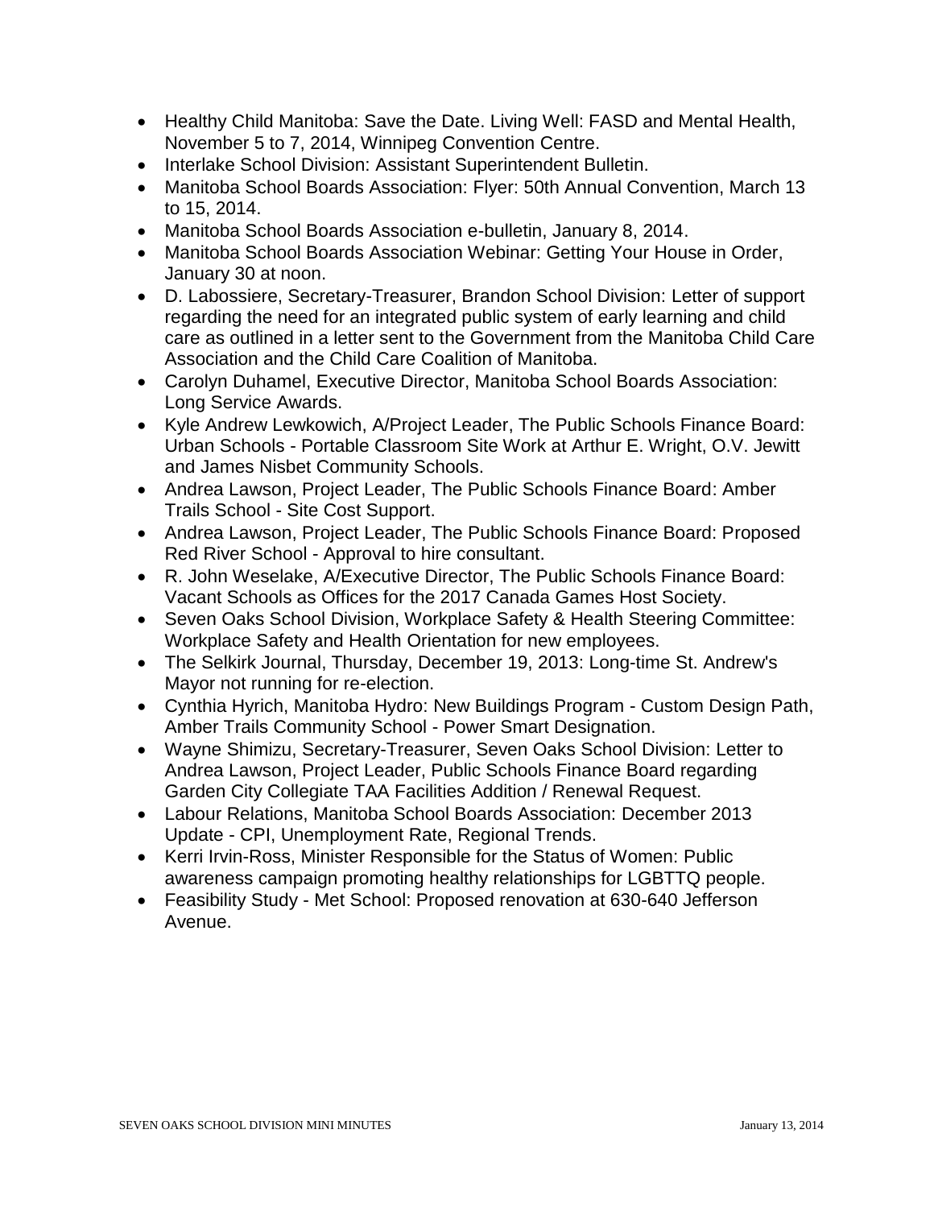- Healthy Child Manitoba: Save the Date. Living Well: FASD and Mental Health, November 5 to 7, 2014, Winnipeg Convention Centre.
- Interlake School Division: Assistant Superintendent Bulletin.
- Manitoba School Boards Association: Flyer: 50th Annual Convention, March 13 to 15, 2014.
- Manitoba School Boards Association e-bulletin, January 8, 2014.
- Manitoba School Boards Association Webinar: Getting Your House in Order, January 30 at noon.
- D. Labossiere, Secretary-Treasurer, Brandon School Division: Letter of support regarding the need for an integrated public system of early learning and child care as outlined in a letter sent to the Government from the Manitoba Child Care Association and the Child Care Coalition of Manitoba.
- Carolyn Duhamel, Executive Director, Manitoba School Boards Association: Long Service Awards.
- Kyle Andrew Lewkowich, A/Project Leader, The Public Schools Finance Board: Urban Schools - Portable Classroom Site Work at Arthur E. Wright, O.V. Jewitt and James Nisbet Community Schools.
- Andrea Lawson, Project Leader, The Public Schools Finance Board: Amber Trails School - Site Cost Support.
- Andrea Lawson, Project Leader, The Public Schools Finance Board: Proposed Red River School - Approval to hire consultant.
- R. John Weselake, A/Executive Director, The Public Schools Finance Board: Vacant Schools as Offices for the 2017 Canada Games Host Society.
- Seven Oaks School Division, Workplace Safety & Health Steering Committee: Workplace Safety and Health Orientation for new employees.
- The Selkirk Journal, Thursday, December 19, 2013: Long-time St. Andrew's Mayor not running for re-election.
- Cynthia Hyrich, Manitoba Hydro: New Buildings Program - Custom Design Path, Amber Trails Community School - Power Smart Designation.
- Wayne Shimizu, Secretary-Treasurer, Seven Oaks School Division: Letter to Andrea Lawson, Project Leader, Public Schools Finance Board regarding Garden City Collegiate TAA Facilities Addition / Renewal Request.
- Labour Relations, Manitoba School Boards Association: December 2013 Update - CPI, Unemployment Rate, Regional Trends.
- Kerri Irvin-Ross, Minister Responsible for the Status of Women: Public awareness campaign promoting healthy relationships for LGBTTQ people.
- Feasibility Study - Met School: Proposed renovation at 630-640 Jefferson Avenue.